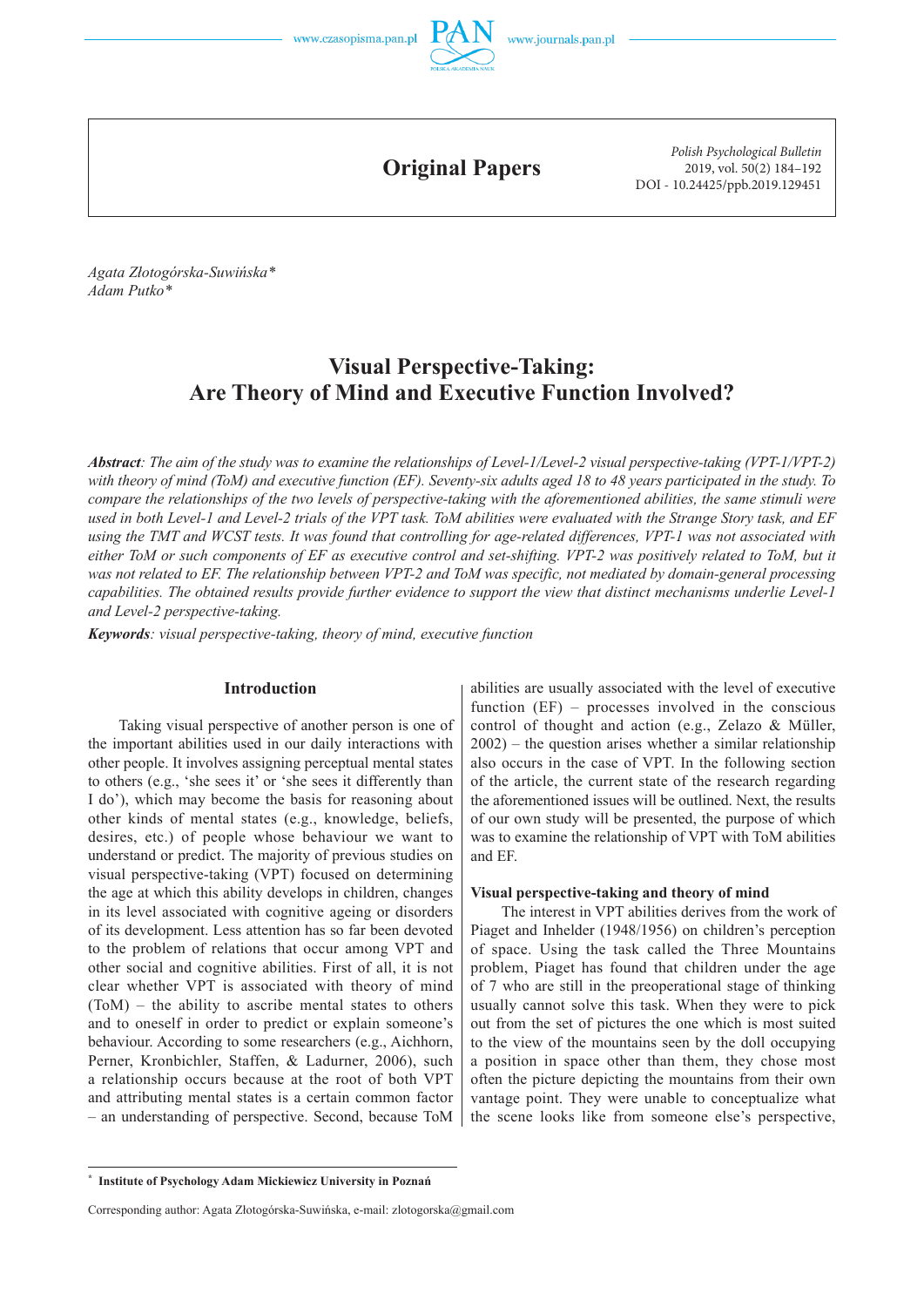# Original Papers

*Polish Psychological Bulletin*
2019, vol. 50(2) 184–192
DOI - 10.24425/ppb.2019.129451

*Agata Złotogórska-Suwińska\**
*Adam Putko\**

# Visual Perspective-Taking: Are Theory of Mind and Executive Function Involved?

***Abstract**: The aim of the study was to examine the relationships of Level-1/Level-2 visual perspective-taking (VPT-1/VPT-2) with theory of mind (ToM) and executive function (EF). Seventy-six adults aged 18 to 48 years participated in the study. To compare the relationships of the two levels of perspective-taking with the aforementioned abilities, the same stimuli were used in both Level-1 and Level-2 trials of the VPT task. ToM abilities were evaluated with the Strange Story task, and EF using the TMT and WCST tests. It was found that controlling for age-related differences, VPT-1 was not associated with either ToM or such components of EF as executive control and set-shifting. VPT-2 was positively related to ToM, but it was not related to EF. The relationship between VPT-2 and ToM was specific, not mediated by domain-general processing capabilities. The obtained results provide further evidence to support the view that distinct mechanisms underlie Level-1 and Level-2 perspective-taking.*

***Keywords**: visual perspective-taking, theory of mind, executive function*

## Introduction

Taking visual perspective of another person is one of the important abilities used in our daily interactions with other people. It involves assigning perceptual mental states to others (e.g., 'she sees it' or 'she sees it differently than I do'), which may become the basis for reasoning about other kinds of mental states (e.g., knowledge, beliefs, desires, etc.) of people whose behaviour we want to understand or predict. The majority of previous studies on visual perspective-taking (VPT) focused on determining the age at which this ability develops in children, changes in its level associated with cognitive ageing or disorders of its development. Less attention has so far been devoted to the problem of relations that occur among VPT and other social and cognitive abilities. First of all, it is not clear whether VPT is associated with theory of mind (ToM) – the ability to ascribe mental states to others and to oneself in order to predict or explain someone's behaviour. According to some researchers (e.g., Aichhorn, Perner, Kronbichler, Staffen, & Ladurner, 2006), such a relationship occurs because at the root of both VPT and attributing mental states is a certain common factor – an understanding of perspective. Second, because ToM abilities are usually associated with the level of executive function (EF) – processes involved in the conscious control of thought and action (e.g., Zelazo & Müller, 2002) – the question arises whether a similar relationship also occurs in the case of VPT. In the following section of the article, the current state of the research regarding the aforementioned issues will be outlined. Next, the results of our own study will be presented, the purpose of which was to examine the relationship of VPT with ToM abilities and EF.

### Visual perspective-taking and theory of mind

The interest in VPT abilities derives from the work of Piaget and Inhelder (1948/1956) on children's perception of space. Using the task called the Three Mountains problem, Piaget has found that children under the age of 7 who are still in the preoperational stage of thinking usually cannot solve this task. When they were to pick out from the set of pictures the one which is most suited to the view of the mountains seen by the doll occupying a position in space other than them, they chose most often the picture depicting the mountains from their own vantage point. They were unable to conceptualize what the scene looks like from someone else's perspective,

---

\* **Institute of Psychology Adam Mickiewicz University in Poznań**

Corresponding author: Agata Złotogórska-Suwińska, e-mail: zlotogorska@gmail.com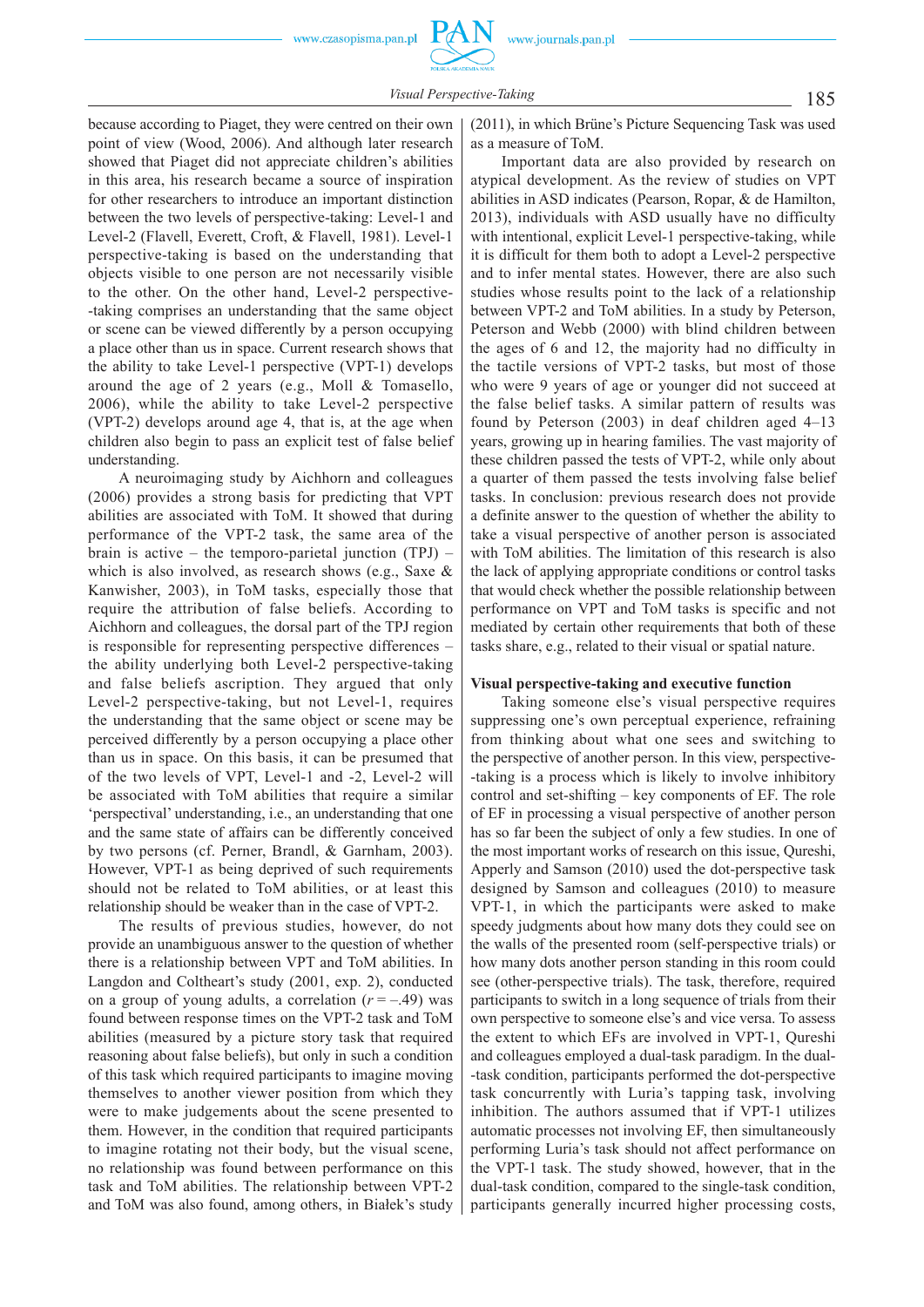because according to Piaget, they were centred on their own point of view (Wood, 2006). And although later research showed that Piaget did not appreciate children's abilities in this area, his research became a source of inspiration for other researchers to introduce an important distinction between the two levels of perspective-taking: Level-1 and Level-2 (Flavell, Everett, Croft, & Flavell, 1981). Level-1 perspective-taking is based on the understanding that objects visible to one person are not necessarily visible to the other. On the other hand, Level-2 perspective-taking comprises an understanding that the same object or scene can be viewed differently by a person occupying a place other than us in space. Current research shows that the ability to take Level-1 perspective (VPT-1) develops around the age of 2 years (e.g., Moll & Tomasello, 2006), while the ability to take Level-2 perspective (VPT-2) develops around age 4, that is, at the age when children also begin to pass an explicit test of false belief understanding.

A neuroimaging study by Aichhorn and colleagues (2006) provides a strong basis for predicting that VPT abilities are associated with ToM. It showed that during performance of the VPT-2 task, the same area of the brain is active – the temporo-parietal junction (TPJ) – which is also involved, as research shows (e.g., Saxe & Kanwisher, 2003), in ToM tasks, especially those that require the attribution of false beliefs. According to Aichhorn and colleagues, the dorsal part of the TPJ region is responsible for representing perspective differences – the ability underlying both Level-2 perspective-taking and false beliefs ascription. They argued that only Level-2 perspective-taking, but not Level-1, requires the understanding that the same object or scene may be perceived differently by a person occupying a place other than us in space. On this basis, it can be presumed that of the two levels of VPT, Level-1 and -2, Level-2 will be associated with ToM abilities that require a similar 'perspectival' understanding, i.e., an understanding that one and the same state of affairs can be differently conceived by two persons (cf. Perner, Brandl, & Garnham, 2003). However, VPT-1 as being deprived of such requirements should not be related to ToM abilities, or at least this relationship should be weaker than in the case of VPT-2.

The results of previous studies, however, do not provide an unambiguous answer to the question of whether there is a relationship between VPT and ToM abilities. In Langdon and Coltheart's study (2001, exp. 2), conducted on a group of young adults, a correlation ($r = -.49$) was found between response times on the VPT-2 task and ToM abilities (measured by a picture story task that required reasoning about false beliefs), but only in such a condition of this task which required participants to imagine moving themselves to another viewer position from which they were to make judgements about the scene presented to them. However, in the condition that required participants to imagine rotating not their body, but the visual scene, no relationship was found between performance on this task and ToM abilities. The relationship between VPT-2 and ToM was also found, among others, in Białek's study (2011), in which Brüne's Picture Sequencing Task was used as a measure of ToM.

Important data are also provided by research on atypical development. As the review of studies on VPT abilities in ASD indicates (Pearson, Ropar, & de Hamilton, 2013), individuals with ASD usually have no difficulty with intentional, explicit Level-1 perspective-taking, while it is difficult for them both to adopt a Level-2 perspective and to infer mental states. However, there are also such studies whose results point to the lack of a relationship between VPT-2 and ToM abilities. In a study by Peterson, Peterson and Webb (2000) with blind children between the ages of 6 and 12, the majority had no difficulty in the tactile versions of VPT-2 tasks, but most of those who were 9 years of age or younger did not succeed at the false belief tasks. A similar pattern of results was found by Peterson (2003) in deaf children aged 4–13 years, growing up in hearing families. The vast majority of these children passed the tests of VPT-2, while only about a quarter of them passed the tests involving false belief tasks. In conclusion: previous research does not provide a definite answer to the question of whether the ability to take a visual perspective of another person is associated with ToM abilities. The limitation of this research is also the lack of applying appropriate conditions or control tasks that would check whether the possible relationship between performance on VPT and ToM tasks is specific and not mediated by certain other requirements that both of these tasks share, e.g., related to their visual or spatial nature.

### Visual perspective-taking and executive function

Taking someone else's visual perspective requires suppressing one's own perceptual experience, refraining from thinking about what one sees and switching to the perspective of another person. In this view, perspective-taking is a process which is likely to involve inhibitory control and set-shifting – key components of EF. The role of EF in processing a visual perspective of another person has so far been the subject of only a few studies. In one of the most important works of research on this issue, Qureshi, Apperly and Samson (2010) used the dot-perspective task designed by Samson and colleagues (2010) to measure VPT-1, in which the participants were asked to make speedy judgments about how many dots they could see on the walls of the presented room (self-perspective trials) or how many dots another person standing in this room could see (other-perspective trials). The task, therefore, required participants to switch in a long sequence of trials from their own perspective to someone else's and vice versa. To assess the extent to which EFs are involved in VPT-1, Qureshi and colleagues employed a dual-task paradigm. In the dual-task condition, participants performed the dot-perspective task concurrently with Luria's tapping task, involving inhibition. The authors assumed that if VPT-1 utilizes automatic processes not involving EF, then simultaneously performing Luria's task should not affect performance on the VPT-1 task. The study showed, however, that in the dual-task condition, compared to the single-task condition, participants generally incurred higher processing costs,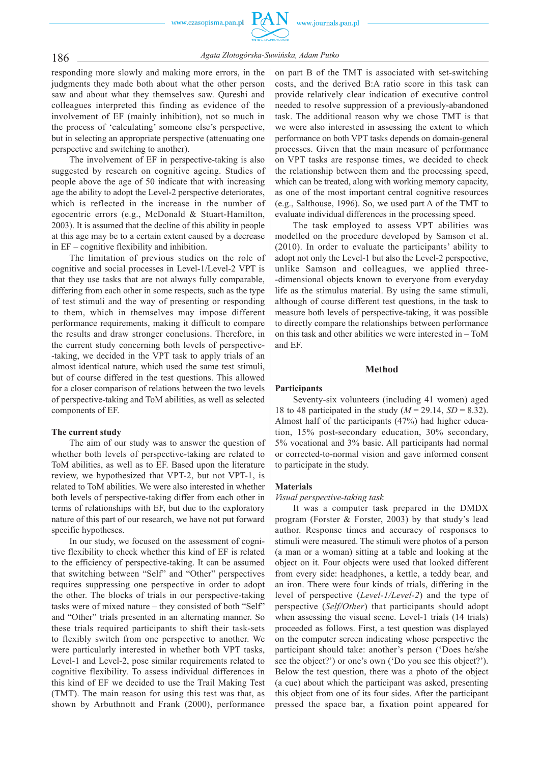responding more slowly and making more errors, in the judgments they made both about what the other person saw and about what they themselves saw. Qureshi and colleagues interpreted this finding as evidence of the involvement of EF (mainly inhibition), not so much in the process of 'calculating' someone else's perspective, but in selecting an appropriate perspective (attenuating one perspective and switching to another).

The involvement of EF in perspective-taking is also suggested by research on cognitive ageing. Studies of people above the age of 50 indicate that with increasing age the ability to adopt the Level-2 perspective deteriorates, which is reflected in the increase in the number of egocentric errors (e.g., McDonald & Stuart-Hamilton, 2003). It is assumed that the decline of this ability in people at this age may be to a certain extent caused by a decrease in EF – cognitive flexibility and inhibition.

The limitation of previous studies on the role of cognitive and social processes in Level-1/Level-2 VPT is that they use tasks that are not always fully comparable, differing from each other in some respects, such as the type of test stimuli and the way of presenting or responding to them, which in themselves may impose different performance requirements, making it difficult to compare the results and draw stronger conclusions. Therefore, in the current study concerning both levels of perspective-taking, we decided in the VPT task to apply trials of an almost identical nature, which used the same test stimuli, but of course differed in the test questions. This allowed for a closer comparison of relations between the two levels of perspective-taking and ToM abilities, as well as selected components of EF.

### The current study

The aim of our study was to answer the question of whether both levels of perspective-taking are related to ToM abilities, as well as to EF. Based upon the literature review, we hypothesized that VPT-2, but not VPT-1, is related to ToM abilities. We were also interested in whether both levels of perspective-taking differ from each other in terms of relationships with EF, but due to the exploratory nature of this part of our research, we have not put forward specific hypotheses.

In our study, we focused on the assessment of cognitive flexibility to check whether this kind of EF is related to the efficiency of perspective-taking. It can be assumed that switching between "Self" and "Other" perspectives requires suppressing one perspective in order to adopt the other. The blocks of trials in our perspective-taking tasks were of mixed nature – they consisted of both "Self" and "Other" trials presented in an alternating manner. So these trials required participants to shift their task-sets to flexibly switch from one perspective to another. We were particularly interested in whether both VPT tasks, Level-1 and Level-2, pose similar requirements related to cognitive flexibility. To assess individual differences in this kind of EF we decided to use the Trail Making Test (TMT). The main reason for using this test was that, as shown by Arbuthnott and Frank (2000), performance on part B of the TMT is associated with set-switching costs, and the derived B:A ratio score in this task can provide relatively clear indication of executive control needed to resolve suppression of a previously-abandoned task. The additional reason why we chose TMT is that we were also interested in assessing the extent to which performance on both VPT tasks depends on domain-general processes. Given that the main measure of performance on VPT tasks are response times, we decided to check the relationship between them and the processing speed, which can be treated, along with working memory capacity, as one of the most important central cognitive resources (e.g., Salthouse, 1996). So, we used part A of the TMT to evaluate individual differences in the processing speed.

The task employed to assess VPT abilities was modelled on the procedure developed by Samson et al. (2010). In order to evaluate the participants' ability to adopt not only the Level-1 but also the Level-2 perspective, unlike Samson and colleagues, we applied three-dimensional objects known to everyone from everyday life as the stimulus material. By using the same stimuli, although of course different test questions, in the task to measure both levels of perspective-taking, it was possible to directly compare the relationships between performance on this task and other abilities we were interested in – ToM and EF.

## Method

### Participants

Seventy-six volunteers (including 41 women) aged 18 to 48 participated in the study ($M = 29.14$, $SD = 8.32$). Almost half of the participants (47%) had higher education, 15% post-secondary education, 30% secondary, 5% vocational and 3% basic. All participants had normal or corrected-to-normal vision and gave informed consent to participate in the study.

### Materials

*Visual perspective-taking task*

It was a computer task prepared in the DMDX program (Forster & Forster, 2003) by that study's lead author. Response times and accuracy of responses to stimuli were measured. The stimuli were photos of a person (a man or a woman) sitting at a table and looking at the object on it. Four objects were used that looked different from every side: headphones, a kettle, a teddy bear, and an iron. There were four kinds of trials, differing in the level of perspective (*Level-1/Level-2*) and the type of perspective (*Self/Other*) that participants should adopt when assessing the visual scene. Level-1 trials (14 trials) proceeded as follows. First, a test question was displayed on the computer screen indicating whose perspective the participant should take: another's person ('Does he/she see the object?') or one's own ('Do you see this object?'). Below the test question, there was a photo of the object (a cue) about which the participant was asked, presenting this object from one of its four sides. After the participant pressed the space bar, a fixation point appeared for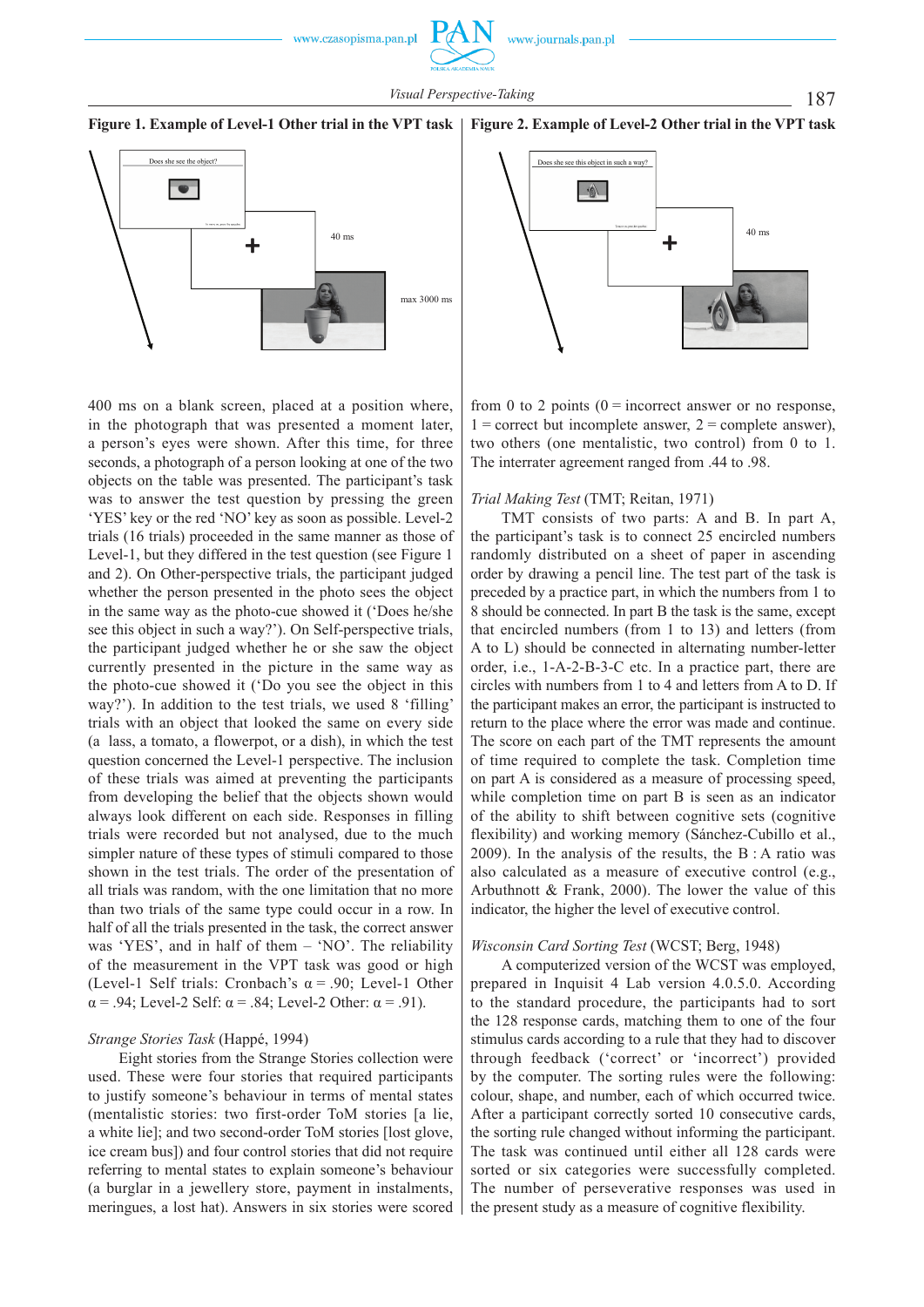**Figure 1. Example of Level-1 Other trial in the VPT task**

**Figure 2. Example of Level-2 Other trial in the VPT task**

400 ms on a blank screen, placed at a position where, in the photograph that was presented a moment later, a person's eyes were shown. After this time, for three seconds, a photograph of a person looking at one of the two objects on the table was presented. The participant's task was to answer the test question by pressing the green 'YES' key or the red 'NO' key as soon as possible. Level-2 trials (16 trials) proceeded in the same manner as those of Level-1, but they differed in the test question (see Figure 1 and 2). On Other-perspective trials, the participant judged whether the person presented in the photo sees the object in the same way as the photo-cue showed it ('Does he/she see this object in such a way?'). On Self-perspective trials, the participant judged whether he or she saw the object currently presented in the picture in the same way as the photo-cue showed it ('Do you see the object in this way?'). In addition to the test trials, we used 8 'filling' trials with an object that looked the same on every side (a lass, a tomato, a flowerpot, or a dish), in which the test question concerned the Level-1 perspective. The inclusion of these trials was aimed at preventing the participants from developing the belief that the objects shown would always look different on each side. Responses in filling trials were recorded but not analysed, due to the much simpler nature of these types of stimuli compared to those shown in the test trials. The order of the presentation of all trials was random, with the one limitation that no more than two trials of the same type could occur in a row. In half of all the trials presented in the task, the correct answer was 'YES', and in half of them – 'NO'. The reliability of the measurement in the VPT task was good or high (Level-1 Self trials: Cronbach's $\alpha = .90$; Level-1 Other $\alpha = .94$; Level-2 Self: $\alpha = .84$; Level-2 Other: $\alpha = .91$).

*Strange Stories Task* (Happé, 1994)

Eight stories from the Strange Stories collection were used. These were four stories that required participants to justify someone's behaviour in terms of mental states (mentalistic stories: two first-order ToM stories [a lie, a white lie]; and two second-order ToM stories [lost glove, ice cream bus]) and four control stories that did not require referring to mental states to explain someone's behaviour (a burglar in a jewellery store, payment in instalments, meringues, a lost hat). Answers in six stories were scored from 0 to 2 points (0 = incorrect answer or no response, 1 = correct but incomplete answer, 2 = complete answer), two others (one mentalistic, two control) from 0 to 1. The interrater agreement ranged from .44 to .98.

*Trial Making Test* (TMT; Reitan, 1971)

TMT consists of two parts: A and B. In part A, the participant's task is to connect 25 encircled numbers randomly distributed on a sheet of paper in ascending order by drawing a pencil line. The test part of the task is preceded by a practice part, in which the numbers from 1 to 8 should be connected. In part B the task is the same, except that encircled numbers (from 1 to 13) and letters (from A to L) should be connected in alternating number-letter order, i.e., 1-A-2-B-3-C etc. In a practice part, there are circles with numbers from 1 to 4 and letters from A to D. If the participant makes an error, the participant is instructed to return to the place where the error was made and continue. The score on each part of the TMT represents the amount of time required to complete the task. Completion time on part A is considered as a measure of processing speed, while completion time on part B is seen as an indicator of the ability to shift between cognitive sets (cognitive flexibility) and working memory (Sánchez-Cubillo et al., 2009). In the analysis of the results, the B : A ratio was also calculated as a measure of executive control (e.g., Arbuthnott & Frank, 2000). The lower the value of this indicator, the higher the level of executive control.

*Wisconsin Card Sorting Test* (WCST; Berg, 1948)

A computerized version of the WCST was employed, prepared in Inquisit 4 Lab version 4.0.5.0. According to the standard procedure, the participants had to sort the 128 response cards, matching them to one of the four stimulus cards according to a rule that they had to discover through feedback ('correct' or 'incorrect') provided by the computer. The sorting rules were the following: colour, shape, and number, each of which occurred twice. After a participant correctly sorted 10 consecutive cards, the sorting rule changed without informing the participant. The task was continued until either all 128 cards were sorted or six categories were successfully completed. The number of perseverative responses was used in the present study as a measure of cognitive flexibility.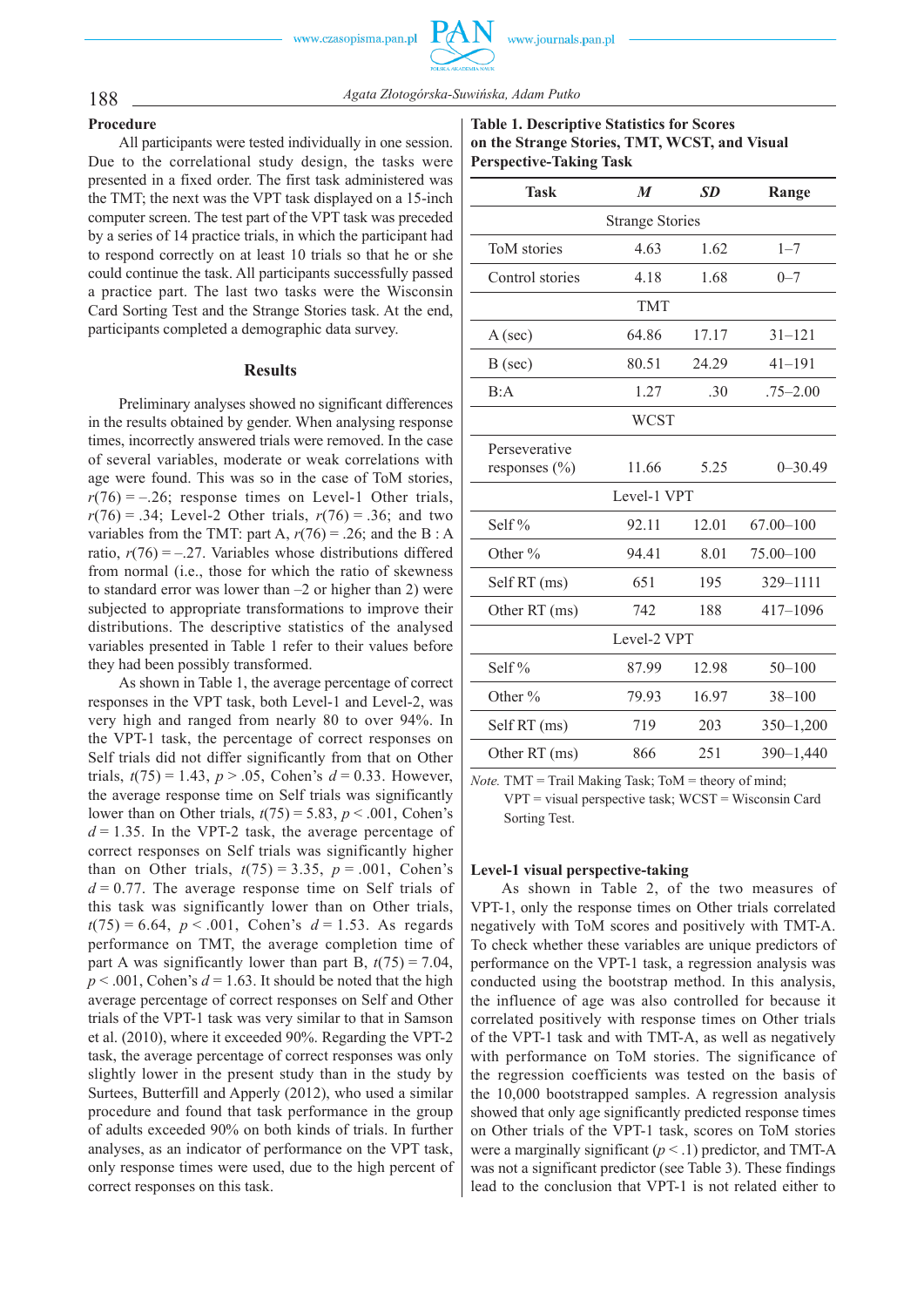### Procedure

All participants were tested individually in one session. Due to the correlational study design, the tasks were presented in a fixed order. The first task administered was the TMT; the next was the VPT task displayed on a 15-inch computer screen. The test part of the VPT task was preceded by a series of 14 practice trials, in which the participant had to respond correctly on at least 10 trials so that he or she could continue the task. All participants successfully passed a practice part. The last two tasks were the Wisconsin Card Sorting Test and the Strange Stories task. At the end, participants completed a demographic data survey.

## Results

Preliminary analyses showed no significant differences in the results obtained by gender. When analysing response times, incorrectly answered trials were removed. In the case of several variables, moderate or weak correlations with age were found. This was so in the case of ToM stories, $r(76) = -.26$; response times on Level-1 Other trials, $r(76) = .34$; Level-2 Other trials, $r(76) = .36$; and two variables from the TMT: part A, $r(76) = .26$; and the B : A ratio, $r(76) = -.27$. Variables whose distributions differed from normal (i.e., those for which the ratio of skewness to standard error was lower than –2 or higher than 2) were subjected to appropriate transformations to improve their distributions. The descriptive statistics of the analysed variables presented in Table 1 refer to their values before they had been possibly transformed.

As shown in Table 1, the average percentage of correct responses in the VPT task, both Level-1 and Level-2, was very high and ranged from nearly 80 to over 94%. In the VPT-1 task, the percentage of correct responses on Self trials did not differ significantly from that on Other trials, $t(75) = 1.43$, $p > .05$, Cohen's $d = 0.33$. However, the average response time on Self trials was significantly lower than on Other trials, $t(75) = 5.83$, $p < .001$, Cohen's $d = 1.35$. In the VPT-2 task, the average percentage of correct responses on Self trials was significantly higher than on Other trials, $t(75) = 3.35$, $p = .001$, Cohen's $d = 0.77$. The average response time on Self trials of this task was significantly lower than on Other trials, $t(75) = 6.64$, $p < .001$, Cohen's $d = 1.53$. As regards performance on TMT, the average completion time of part A was significantly lower than part B, $t(75) = 7.04$, $p < .001$, Cohen's $d = 1.63$. It should be noted that the high average percentage of correct responses on Self and Other trials of the VPT-1 task was very similar to that in Samson et al. (2010), where it exceeded 90%. Regarding the VPT-2 task, the average percentage of correct responses was only slightly lower in the present study than in the study by Surtees, Butterfill and Apperly (2012), who used a similar procedure and found that task performance in the group of adults exceeded 90% on both kinds of trials. In further analyses, as an indicator of performance on the VPT task, only response times were used, due to the high percent of correct responses on this task.

**Table 1. Descriptive Statistics for Scores on the Strange Stories, TMT, WCST, and Visual Perspective-Taking Task**

| Task | *M* | *SD* | Range |
|---|---|---|---|
| Strange Stories | | | |
| ToM stories | 4.63 | 1.62 | 1–7 |
| Control stories | 4.18 | 1.68 | 0–7 |
| TMT | | | |
| A (sec) | 64.86 | 17.17 | 31–121 |
| B (sec) | 80.51 | 24.29 | 41–191 |
| B:A | 1.27 | .30 | .75–2.00 |
| WCST | | | |
| Perseverative responses (%) | 11.66 | 5.25 | 0–30.49 |
| Level-1 VPT | | | |
| Self % | 92.11 | 12.01 | 67.00–100 |
| Other % | 94.41 | 8.01 | 75.00–100 |
| Self RT (ms) | 651 | 195 | 329–1111 |
| Other RT (ms) | 742 | 188 | 417–1096 |
| Level-2 VPT | | | |
| Self % | 87.99 | 12.98 | 50–100 |
| Other % | 79.93 | 16.97 | 38–100 |
| Self RT (ms) | 719 | 203 | 350–1,200 |
| Other RT (ms) | 866 | 251 | 390–1,440 |

*Note.* TMT = Trail Making Task; ToM = theory of mind; VPT = visual perspective task; WCST = Wisconsin Card Sorting Test.

### Level-1 visual perspective-taking

As shown in Table 2, of the two measures of VPT-1, only the response times on Other trials correlated negatively with ToM scores and positively with TMT-A. To check whether these variables are unique predictors of performance on the VPT-1 task, a regression analysis was conducted using the bootstrap method. In this analysis, the influence of age was also controlled for because it correlated positively with response times on Other trials of the VPT-1 task and with TMT-A, as well as negatively with performance on ToM stories. The significance of the regression coefficients was tested on the basis of the 10,000 bootstrapped samples. A regression analysis showed that only age significantly predicted response times on Other trials of the VPT-1 task, scores on ToM stories were a marginally significant ($p < .1$) predictor, and TMT-A was not a significant predictor (see Table 3). These findings lead to the conclusion that VPT-1 is not related either to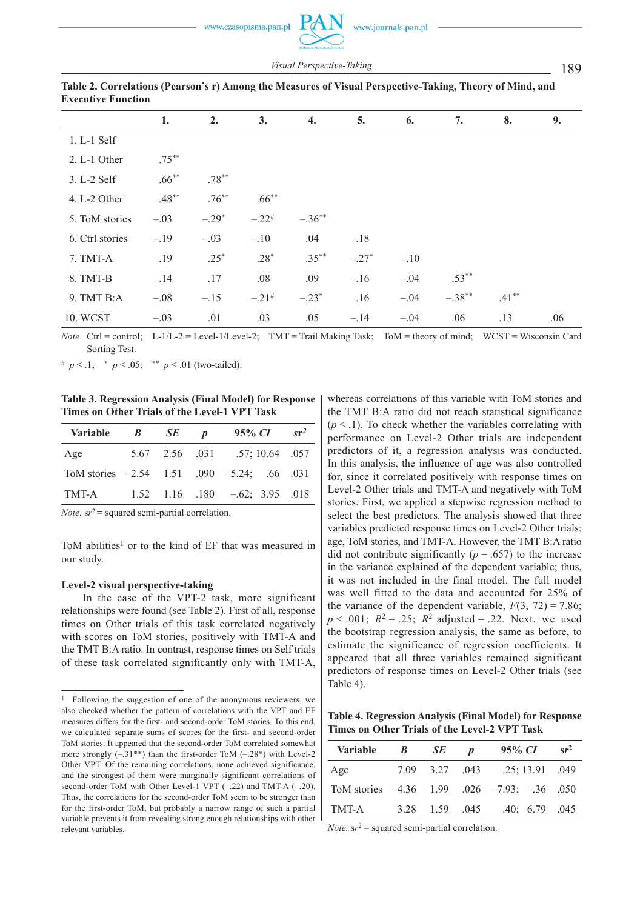**Table 2. Correlations (Pearson's r) Among the Measures of Visual Perspective-Taking, Theory of Mind, and Executive Function**

| | 1. | 2. | 3. | 4. | 5. | 6. | 7. | 8. | 9. |
|---|---|---|---|---|---|---|---|---|---|
| 1. L-1 Self | | | | | | | | | |
| 2. L-1 Other | .75** | | | | | | | | |
| 3. L-2 Self | .66** | .78** | | | | | | | |
| 4. L-2 Other | .48** | .76** | .66** | | | | | | |
| 5. ToM stories | –.03 | –.29* | –.22# | –.36** | | | | | |
| 6. Ctrl stories | –.19 | –.03 | –.10 | .04 | .18 | | | | |
| 7. TMT-A | .19 | .25* | .28* | .35** | –.27* | –.10 | | | |
| 8. TMT-B | .14 | .17 | .08 | .09 | –.16 | –.04 | .53** | | |
| 9. TMT B:A | –.08 | –.15 | –.21# | –.23* | .16 | –.04 | –.38** | .41** | |
| 10. WCST | –.03 | .01 | .03 | .05 | –.14 | –.04 | .06 | .13 | .06 |

*Note.* Ctrl = control; L-1/L-2 = Level-1/Level-2; TMT = Trail Making Task; ToM = theory of mind; WCST = Wisconsin Card Sorting Test.

# $p < .1$; * $p < .05$; ** $p < .01$ (two-tailed).

**Table 3. Regression Analysis (Final Model) for Response Times on Other Trials of the Level-1 VPT Task**

| Variable | *B* | *SE* | *p* | 95% *CI* | $sr^2$ |
|---|---|---|---|---|---|
| Age | 5.67 | 2.56 | .031 | .57; 10.64 | .057 |
| ToM stories | –2.54 | 1.51 | .090 | –5.24; .66 | .031 |
| TMT-A | 1.52 | 1.16 | .180 | –.62; 3.95 | .018 |

*Note.* $sr^2$ = squared semi-partial correlation.

ToM abilities[1] or to the kind of EF that was measured in our study.

### Level-2 visual perspective-taking

In the case of the VPT-2 task, more significant relationships were found (see Table 2). First of all, response times on Other trials of this task correlated negatively with scores on ToM stories, positively with TMT-A and the TMT B:A ratio. In contrast, response times on Self trials of these task correlated significantly only with TMT-A, whereas correlations of this variable with ToM stories and the TMT B:A ratio did not reach statistical significance ($p < .1$). To check whether the variables correlating with performance on Level-2 Other trials are independent predictors of it, a regression analysis was conducted. In this analysis, the influence of age was also controlled for, since it correlated positively with response times on Level-2 Other trials and TMT-A and negatively with ToM stories. First, we applied a stepwise regression method to select the best predictors. The analysis showed that three variables predicted response times on Level-2 Other trials: age, ToM stories, and TMT-A. However, the TMT B:A ratio did not contribute significantly ($p = .657$) to the increase in the variance explained of the dependent variable; thus, it was not included in the final model. The full model was well fitted to the data and accounted for 25% of the variance of the dependent variable, $F(3, 72) = 7.86$; $p < .001$; $R^2 = .25$; $R^2$ adjusted = .22. Next, we used the bootstrap regression analysis, the same as before, to estimate the significance of regression coefficients. It appeared that all three variables remained significant predictors of response times on Level-2 Other trials (see Table 4).

**Table 4. Regression Analysis (Final Model) for Response Times on Other Trials of the Level-2 VPT Task**

| Variable | *B* | *SE* | *p* | 95% *CI* | $sr^2$ |
|---|---|---|---|---|---|
| Age | 7.09 | 3.27 | .043 | .25; 13.91 | .049 |
| ToM stories | –4.36 | 1.99 | .026 | –7.93; –.36 | .050 |
| TMT-A | 3.28 | 1.59 | .045 | .40; 6.79 | .045 |

*Note.* $sr^2$ = squared semi-partial correlation.

---

[1] Following the suggestion of one of the anonymous reviewers, we also checked whether the pattern of correlations with the VPT and EF measures differs for the first- and second-order ToM stories. To this end, we calculated separate sums of scores for the first- and second-order ToM stories. It appeared that the second-order ToM correlated somewhat more strongly (–.31**) than the first-order ToM (–.28*) with Level-2 Other VPT. Of the remaining correlations, none achieved significance, and the strongest of them were marginally significant correlations of second-order ToM with Other Level-1 VPT (–.22) and TMT-A (–.20). Thus, the correlations for the second-order ToM seem to be stronger than for the first-order ToM, but probably a narrow range of such a partial variable prevents it from revealing strong enough relationships with other relevant variables.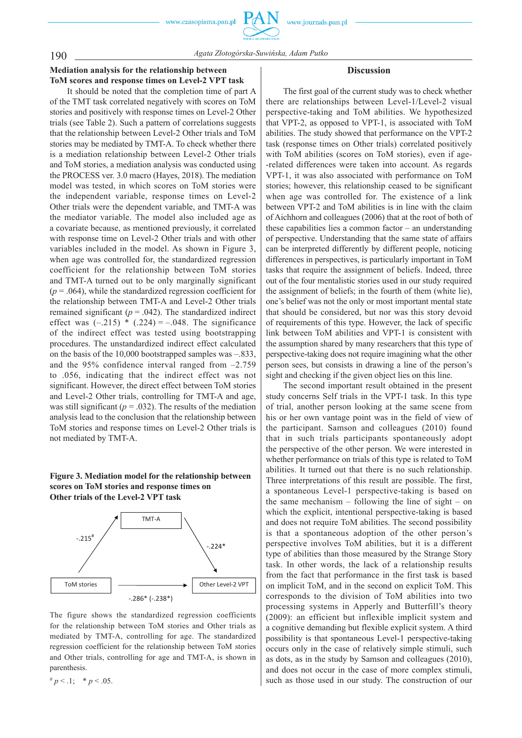### Mediation analysis for the relationship between ToM scores and response times on Level-2 VPT task

It should be noted that the completion time of part A of the TMT task correlated negatively with scores on ToM stories and positively with response times on Level-2 Other trials (see Table 2). Such a pattern of correlations suggests that the relationship between Level-2 Other trials and ToM stories may be mediated by TMT-A. To check whether there is a mediation relationship between Level-2 Other trials and ToM stories, a mediation analysis was conducted using the PROCESS ver. 3.0 macro (Hayes, 2018). The mediation model was tested, in which scores on ToM stories were the independent variable, response times on Level-2 Other trials were the dependent variable, and TMT-A was the mediator variable. The model also included age as a covariate because, as mentioned previously, it correlated with response time on Level-2 Other trials and with other variables included in the model. As shown in Figure 3, when age was controlled for, the standardized regression coefficient for the relationship between ToM stories and TMT-A turned out to be only marginally significant ($p = .064$), while the standardized regression coefficient for the relationship between TMT-A and Level-2 Other trials remained significant ($p = .042$). The standardized indirect effect was $(-.215) * (.224) = -.048$. The significance of the indirect effect was tested using bootstrapping procedures. The unstandardized indirect effect calculated on the basis of the 10,000 bootstrapped samples was $-.833$, and the 95% confidence interval ranged from $-2.759$ to $.056$, indicating that the indirect effect was not significant. However, the direct effect between ToM stories and Level-2 Other trials, controlling for TMT-A and age, was still significant ($p = .032$). The results of the mediation analysis lead to the conclusion that the relationship between ToM stories and response times on Level-2 Other trials is not mediated by TMT-A.

**Figure 3. Mediation model for the relationship between scores on ToM stories and response times on Other trials of the Level-2 VPT task**

ToM stories → TMT-A: -.215[#]

TMT-A → Other Level-2 VPT: -.224*

ToM stories → Other Level-2 VPT: -.286* (-.238*)

The figure shows the standardized regression coefficients for the relationship between ToM stories and Other trials as mediated by TMT-A, controlling for age. The standardized regression coefficient for the relationship between ToM stories and Other trials, controlling for age and TMT-A, is shown in parenthesis.

[#] $p < .1$; * $p < .05$.

## Discussion

The first goal of the current study was to check whether there are relationships between Level-1/Level-2 visual perspective-taking and ToM abilities. We hypothesized that VPT-2, as opposed to VPT-1, is associated with ToM abilities. The study showed that performance on the VPT-2 task (response times on Other trials) correlated positively with ToM abilities (scores on ToM stories), even if age-related differences were taken into account. As regards VPT-1, it was also associated with performance on ToM stories; however, this relationship ceased to be significant when age was controlled for. The existence of a link between VPT-2 and ToM abilities is in line with the claim of Aichhorn and colleagues (2006) that at the root of both of these capabilities lies a common factor – an understanding of perspective. Understanding that the same state of affairs can be interpreted differently by different people, noticing differences in perspectives, is particularly important in ToM tasks that require the assignment of beliefs. Indeed, three out of the four mentalistic stories used in our study required the assignment of beliefs; in the fourth of them (white lie), one's belief was not the only or most important mental state that should be considered, but nor was this story devoid of requirements of this type. However, the lack of specific link between ToM abilities and VPT-1 is consistent with the assumption shared by many researchers that this type of perspective-taking does not require imagining what the other person sees, but consists in drawing a line of the person's sight and checking if the given object lies on this line.

The second important result obtained in the present study concerns Self trials in the VPT-1 task. In this type of trial, another person looking at the same scene from his or her own vantage point was in the field of view of the participant. Samson and colleagues (2010) found that in such trials participants spontaneously adopt the perspective of the other person. We were interested in whether performance on trials of this type is related to ToM abilities. It turned out that there is no such relationship. Three interpretations of this result are possible. The first, a spontaneous Level-1 perspective-taking is based on the same mechanism – following the line of sight – on which the explicit, intentional perspective-taking is based and does not require ToM abilities. The second possibility is that a spontaneous adoption of the other person's perspective involves ToM abilities, but it is a different type of abilities than those measured by the Strange Story task. In other words, the lack of a relationship results from the fact that performance in the first task is based on implicit ToM, and in the second on explicit ToM. This corresponds to the division of ToM abilities into two processing systems in Apperly and Butterfill's theory (2009): an efficient but inflexible implicit system and a cognitive demanding but flexible explicit system. A third possibility is that spontaneous Level-1 perspective-taking occurs only in the case of relatively simple stimuli, such as dots, as in the study by Samson and colleagues (2010), and does not occur in the case of more complex stimuli, such as those used in our study. The construction of our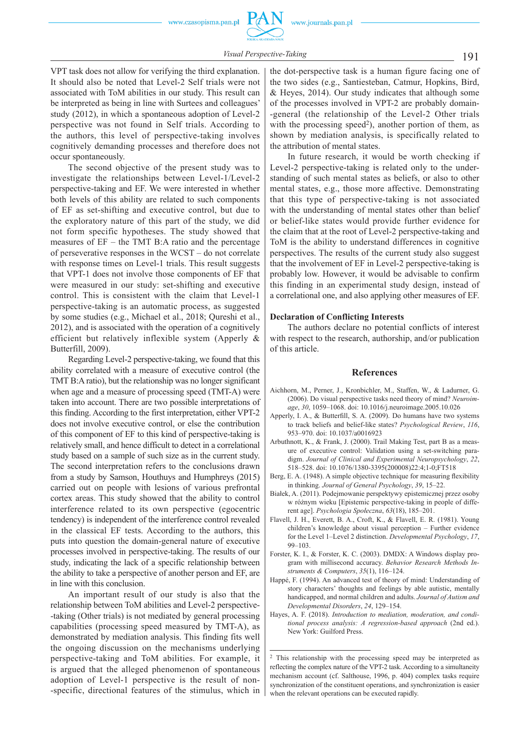VPT task does not allow for verifying the third explanation. It should also be noted that Level-2 Self trials were not associated with ToM abilities in our study. This result can be interpreted as being in line with Surtees and colleagues' study (2012), in which a spontaneous adoption of Level-2 perspective was not found in Self trials. According to the authors, this level of perspective-taking involves cognitively demanding processes and therefore does not occur spontaneously.

The second objective of the present study was to investigate the relationships between Level-1/Level-2 perspective-taking and EF. We were interested in whether both levels of this ability are related to such components of EF as set-shifting and executive control, but due to the exploratory nature of this part of the study, we did not form specific hypotheses. The study showed that measures of EF – the TMT B:A ratio and the percentage of perseverative responses in the WCST – do not correlate with response times on Level-1 trials. This result suggests that VPT-1 does not involve those components of EF that were measured in our study: set-shifting and executive control. This is consistent with the claim that Level-1 perspective-taking is an automatic process, as suggested by some studies (e.g., Michael et al., 2018; Qureshi et al., 2012), and is associated with the operation of a cognitively efficient but relatively inflexible system (Apperly & Butterfill, 2009).

Regarding Level-2 perspective-taking, we found that this ability correlated with a measure of executive control (the TMT B:A ratio), but the relationship was no longer significant when age and a measure of processing speed (TMT-A) were taken into account. There are two possible interpretations of this finding. According to the first interpretation, either VPT-2 does not involve executive control, or else the contribution of this component of EF to this kind of perspective-taking is relatively small, and hence difficult to detect in a correlational study based on a sample of such size as in the current study. The second interpretation refers to the conclusions drawn from a study by Samson, Houthuys and Humphreys (2015) carried out on people with lesions of various prefrontal cortex areas. This study showed that the ability to control interference related to its own perspective (egocentric tendency) is independent of the interference control revealed in the classical EF tests. According to the authors, this puts into question the domain-general nature of executive processes involved in perspective-taking. The results of our study, indicating the lack of a specific relationship between the ability to take a perspective of another person and EF, are in line with this conclusion.

An important result of our study is also that the relationship between ToM abilities and Level-2 perspective-taking (Other trials) is not mediated by general processing capabilities (processing speed measured by TMT-A), as demonstrated by mediation analysis. This finding fits well the ongoing discussion on the mechanisms underlying perspective-taking and ToM abilities. For example, it is argued that the alleged phenomenon of spontaneous adoption of Level-1 perspective is the result of non-specific, directional features of the stimulus, which in the dot-perspective task is a human figure facing one of the two sides (e.g., Santiesteban, Catmur, Hopkins, Bird, & Heyes, 2014). Our study indicates that although some of the processes involved in VPT-2 are probably domain-general (the relationship of the Level-2 Other trials with the processing speed[2]), another portion of them, as shown by mediation analysis, is specifically related to the attribution of mental states.

In future research, it would be worth checking if Level-2 perspective-taking is related only to the understanding of such mental states as beliefs, or also to other mental states, e.g., those more affective. Demonstrating that this type of perspective-taking is not associated with the understanding of mental states other than belief or belief-like states would provide further evidence for the claim that at the root of Level-2 perspective-taking and ToM is the ability to understand differences in cognitive perspectives. The results of the current study also suggest that the involvement of EF in Level-2 perspective-taking is probably low. However, it would be advisable to confirm this finding in an experimental study design, instead of a correlational one, and also applying other measures of EF.

### Declaration of Conflicting Interests

The authors declare no potential conflicts of interest with respect to the research, authorship, and/or publication of this article.

## References

Aichhorn, M., Perner, J., Kronbichler, M., Staffen, W., & Ladurner, G. (2006). Do visual perspective tasks need theory of mind? *Neuroimage*, *30*, 1059–1068. doi: 10.1016/j.neuroimage.2005.10.026

Apperly, I. A., & Butterfill, S. A. (2009). Do humans have two systems to track beliefs and belief-like states? *Psychological Review*, *116*, 953–970. doi: 10.1037/a0016923

Arbuthnott, K., & Frank, J. (2000). Trail Making Test, part B as a measure of executive control: Validation using a set-switching paradigm. *Journal of Clinical and Experimental Neuropsychology*, *22*, 518–528. doi: 10.1076/1380-3395(200008)22:4;1-0;FT518

Berg, E. A. (1948). A simple objective technique for measuring flexibility in thinking. *Journal of General Psychology*, *39*, 15–22.

Białek, A. (2011). Podejmowanie perspektywy epistemicznej przez osoby w różnym wieku [Epistemic perspective-taking in people of different age]. *Psychologia Społeczna*, *63*(18), 185–201.

Flavell, J. H., Everett, B. A., Croft, K., & Flavell, E. R. (1981). Young children's knowledge about visual perception – Further evidence for the Level 1–Level 2 distinction. *Developmental Psychology*, *17*, 99–103.

Forster, K. I., & Forster, K. C. (2003). DMDX: A Windows display program with millisecond accuracy. *Behavior Research Methods Instruments & Computers*, *35*(1), 116–124.

Happé, F. (1994). An advanced test of theory of mind: Understanding of story characters' thoughts and feelings by able autistic, mentally handicapped, and normal children and adults. *Journal of Autism and Developmental Disorders*, *24*, 129–154.

Hayes, A. F. (2018). *Introduction to mediation, moderation, and conditional process analysis: A regression-based approach* (2nd ed.). New York: Guilford Press.

---

[2] This relationship with the processing speed may be interpreted as reflecting the complex nature of the VPT-2 task. According to a simultaneity mechanism account (cf. Salthouse, 1996, p. 404) complex tasks require synchronization of the constituent operations, and synchronization is easier when the relevant operations can be executed rapidly.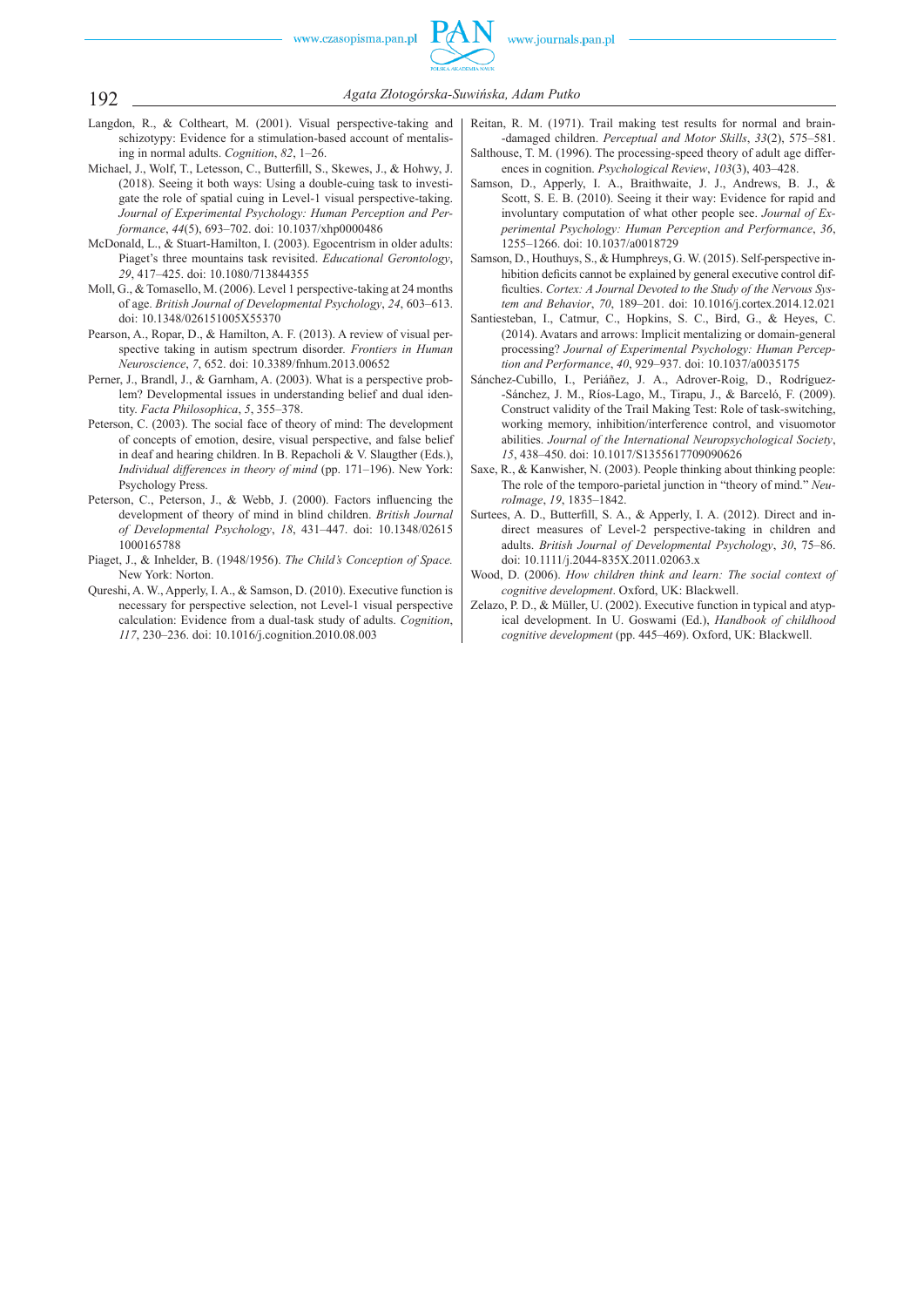Langdon, R., & Coltheart, M. (2001). Visual perspective-taking and schizotypy: Evidence for a stimulation-based account of mentalising in normal adults. *Cognition*, *82*, 1–26.

Michael, J., Wolf, T., Letesson, C., Butterfill, S., Skewes, J., & Hohwy, J. (2018). Seeing it both ways: Using a double-cuing task to investigate the role of spatial cuing in Level-1 visual perspective-taking. *Journal of Experimental Psychology: Human Perception and Performance*, *44*(5), 693–702. doi: 10.1037/xhp0000486

McDonald, L., & Stuart-Hamilton, I. (2003). Egocentrism in older adults: Piaget's three mountains task revisited. *Educational Gerontology*, *29*, 417–425. doi: 10.1080/713844355

Moll, G., & Tomasello, M. (2006). Level 1 perspective-taking at 24 months of age. *British Journal of Developmental Psychology*, *24*, 603–613. doi: 10.1348/026151005X55370

Pearson, A., Ropar, D., & Hamilton, A. F. (2013). A review of visual perspective taking in autism spectrum disorder. *Frontiers in Human Neuroscience*, *7*, 652. doi: 10.3389/fnhum.2013.00652

Perner, J., Brandl, J., & Garnham, A. (2003). What is a perspective problem? Developmental issues in understanding belief and dual identity. *Facta Philosophica*, *5*, 355–378.

Peterson, C. (2003). The social face of theory of mind: The development of concepts of emotion, desire, visual perspective, and false belief in deaf and hearing children. In B. Repacholi & V. Slaugther (Eds.), *Individual differences in theory of mind* (pp. 171–196). New York: Psychology Press.

Peterson, C., Peterson, J., & Webb, J. (2000). Factors influencing the development of theory of mind in blind children. *British Journal of Developmental Psychology*, *18*, 431–447. doi: 10.1348/026151000165788

Piaget, J., & Inhelder, B. (1948/1956). *The Child's Conception of Space.* New York: Norton.

Qureshi, A. W., Apperly, I. A., & Samson, D. (2010). Executive function is necessary for perspective selection, not Level-1 visual perspective calculation: Evidence from a dual-task study of adults. *Cognition*, *117*, 230–236. doi: 10.1016/j.cognition.2010.08.003

Reitan, R. M. (1971). Trail making test results for normal and brain-damaged children. *Perceptual and Motor Skills*, *33*(2), 575–581.

Salthouse, T. M. (1996). The processing-speed theory of adult age differences in cognition. *Psychological Review*, *103*(3), 403–428.

Samson, D., Apperly, I. A., Braithwaite, J. J., Andrews, B. J., & Scott, S. E. B. (2010). Seeing it their way: Evidence for rapid and involuntary computation of what other people see. *Journal of Experimental Psychology: Human Perception and Performance*, *36*, 1255–1266. doi: 10.1037/a0018729

Samson, D., Houthuys, S., & Humphreys, G. W. (2015). Self-perspective inhibition deficits cannot be explained by general executive control difficulties. *Cortex: A Journal Devoted to the Study of the Nervous System and Behavior*, *70*, 189–201. doi: 10.1016/j.cortex.2014.12.021

Santiesteban, I., Catmur, C., Hopkins, S. C., Bird, G., & Heyes, C. (2014). Avatars and arrows: Implicit mentalizing or domain-general processing? *Journal of Experimental Psychology: Human Perception and Performance*, *40*, 929–937. doi: 10.1037/a0035175

Sánchez-Cubillo, I., Periáñez, J. A., Adrover-Roig, D., Rodríguez-Sánchez, J. M., Ríos-Lago, M., Tirapu, J., & Barceló, F. (2009). Construct validity of the Trail Making Test: Role of task-switching, working memory, inhibition/interference control, and visuomotor abilities. *Journal of the International Neuropsychological Society*, *15*, 438–450. doi: 10.1017/S1355617709090626

Saxe, R., & Kanwisher, N. (2003). People thinking about thinking people: The role of the temporo-parietal junction in "theory of mind." *NeuroImage*, *19*, 1835–1842.

Surtees, A. D., Butterfill, S. A., & Apperly, I. A. (2012). Direct and indirect measures of Level-2 perspective-taking in children and adults. *British Journal of Developmental Psychology*, *30*, 75–86. doi: 10.1111/j.2044-835X.2011.02063.x

Wood, D. (2006). *How children think and learn: The social context of cognitive development*. Oxford, UK: Blackwell.

Zelazo, P. D., & Müller, U. (2002). Executive function in typical and atypical development. In U. Goswami (Ed.), *Handbook of childhood cognitive development* (pp. 445–469). Oxford, UK: Blackwell.